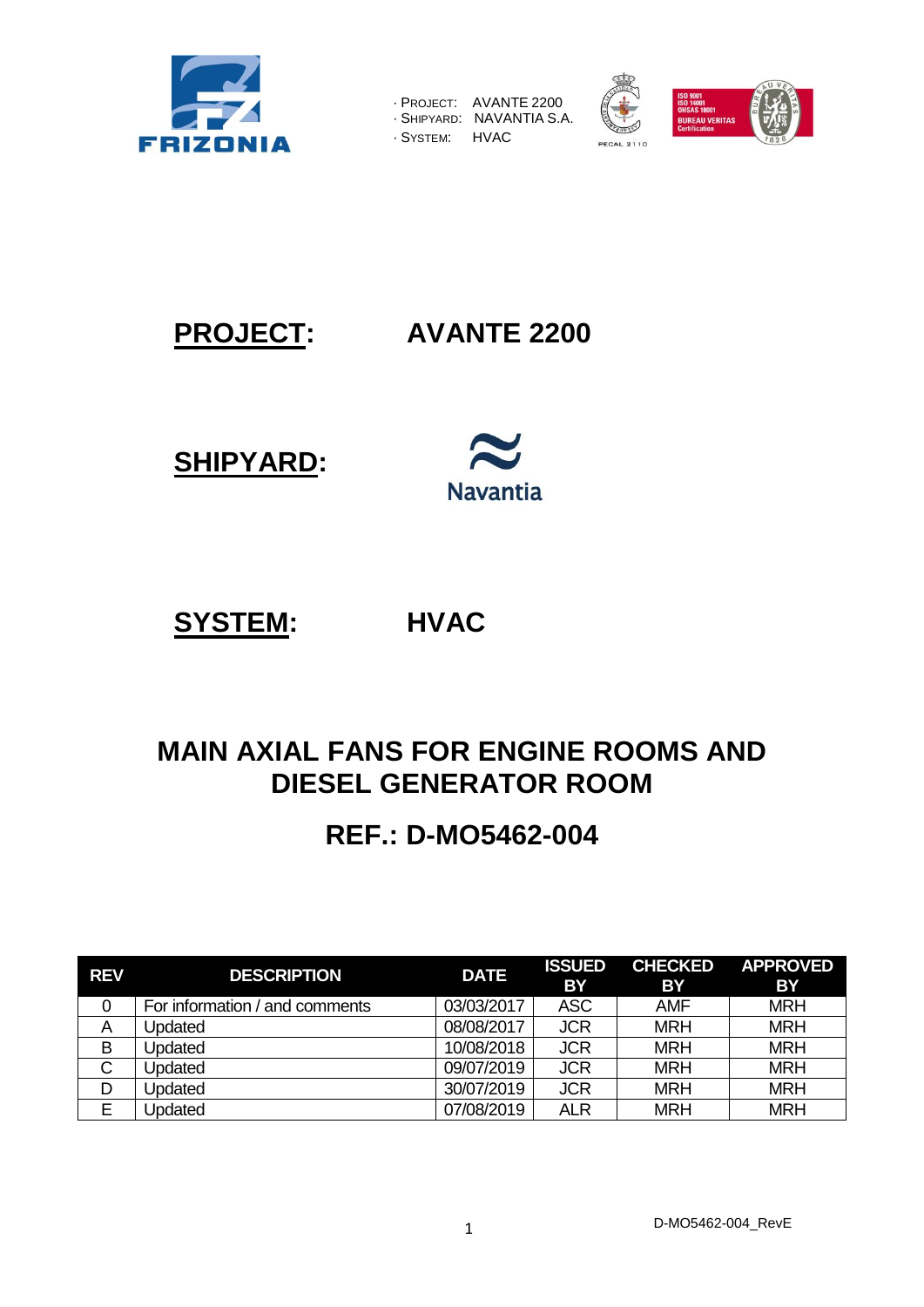**PROJECT:** AVANTE 2200

**SHIPYARD:** Navantia

**SYSTEM:** HVAC

# MAIN AXIAL FANS FOR ENGINE ROOMS AND DIESEL GENERATOR ROOM

## REF.: D-MO5462-004

| REV | DESCRIPTION | DATE | ISSUED BY | CHECKED BY | APPROVED BY |
|---|---|---|---|---|---|
| 0 | For information / and comments | 03/03/2017 | ASC | AMF | MRH |
| A | Updated | 08/08/2017 | JCR | MRH | MRH |
| B | Updated | 10/08/2018 | JCR | MRH | MRH |
| C | Updated | 09/07/2019 | JCR | MRH | MRH |
| D | Updated | 30/07/2019 | JCR | MRH | MRH |
| E | Updated | 07/08/2019 | ALR | MRH | MRH |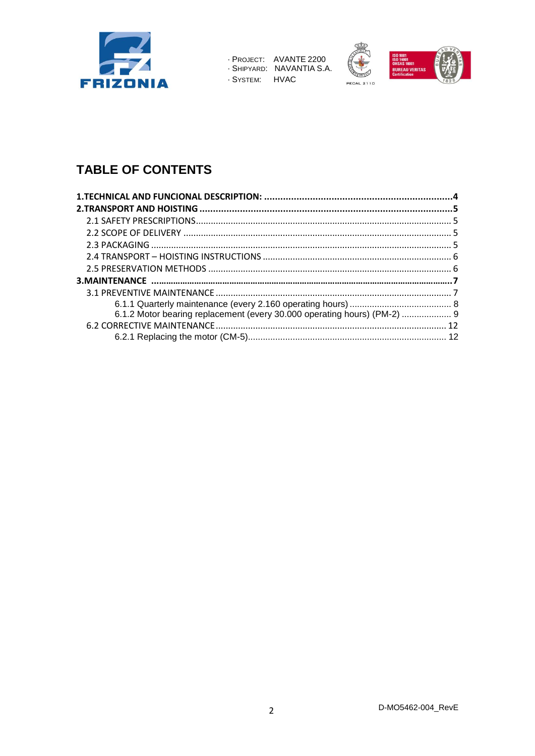## TABLE OF CONTENTS

**1.TECHNICAL AND FUNCIONAL DESCRIPTION: ....................................................................4**
**2.TRANSPORT AND HOISTING ..............................................................................................5**
- 2.1 SAFETY PRESCRIPTIONS..................................................................................................... 5
- 2.2 SCOPE OF DELIVERY .......................................................................................................... 5
- 2.3 PACKAGING ....................................................................................................................... 5
- 2.4 TRANSPORT – HOISTING INSTRUCTIONS ........................................................................... 6
- 2.5 PRESERVATION METHODS ................................................................................................ 6

**3.MAINTENANCE ...................................................................................................................7**
- 3.1 PREVENTIVE MAINTENANCE ............................................................................................. 7
  - 6.1.1 Quarterly maintenance (every 2.160 operating hours) ......................................... 8
  - 6.1.2 Motor bearing replacement (every 30.000 operating hours) (PM-2) .................... 9
- 6.2 CORRECTIVE MAINTENANCE........................................................................................... 12
  - 6.2.1 Replacing the motor (CM-5)............................................................................... 12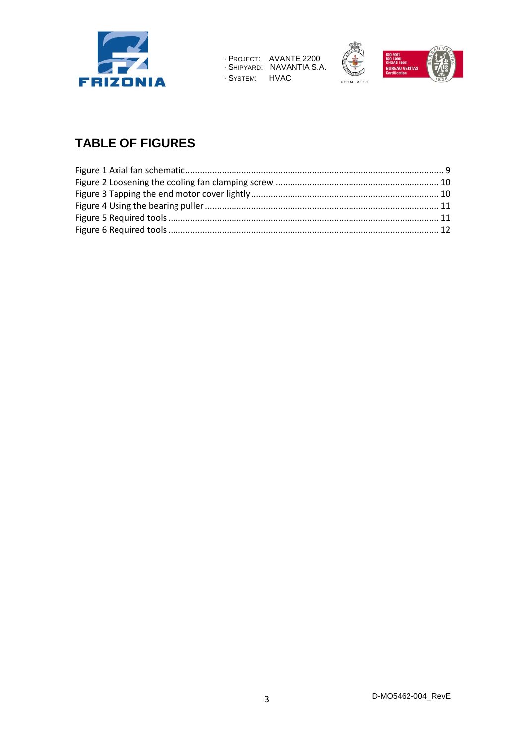## TABLE OF FIGURES

Figure 1 Axial fan schematic ........................................................................................................ 9
Figure 2 Loosening the cooling fan clamping screw .................................................................. 10
Figure 3 Tapping the end motor cover lightly ............................................................................ 10
Figure 4 Using the bearing puller ............................................................................................... 11
Figure 5 Required tools ............................................................................................................. 11
Figure 6 Required tools ............................................................................................................. 12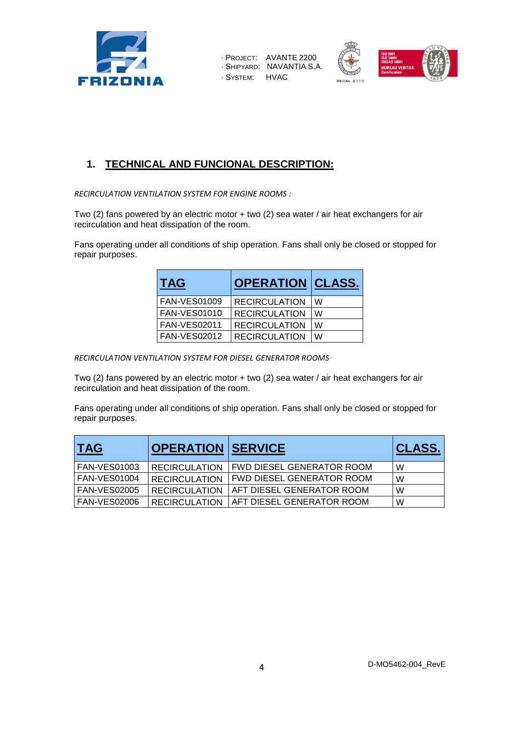## 1. TECHNICAL AND FUNCIONAL DESCRIPTION:

*RECIRCULATION VENTILATION SYSTEM FOR ENGINE ROOMS :*

Two (2) fans powered by an electric motor + two (2) sea water / air heat exchangers for air recirculation and heat dissipation of the room.

Fans operating under all conditions of ship operation. Fans shall only be closed or stopped for repair purposes.

| TAG | OPERATION | CLASS. |
|---|---|---|
| FAN-VES01009 | RECIRCULATION | W |
| FAN-VES01010 | RECIRCULATION | W |
| FAN-VES02011 | RECIRCULATION | W |
| FAN-VES02012 | RECIRCULATION | W |

*RECIRCULATION VENTILATION SYSTEM FOR DIESEL GENERATOR ROOMS*

Two (2) fans powered by an electric motor + two (2) sea water / air heat exchangers for air recirculation and heat dissipation of the room.

Fans operating under all conditions of ship operation. Fans shall only be closed or stopped for repair purposes.

| TAG | OPERATION | SERVICE | CLASS. |
|---|---|---|---|
| FAN-VES01003 | RECIRCULATION | FWD DIESEL GENERATOR ROOM | W |
| FAN-VES01004 | RECIRCULATION | FWD DIESEL GENERATOR ROOM | W |
| FAN-VES02005 | RECIRCULATION | AFT DIESEL GENERATOR ROOM | W |
| FAN-VES02006 | RECIRCULATION | AFT DIESEL GENERATOR ROOM | W |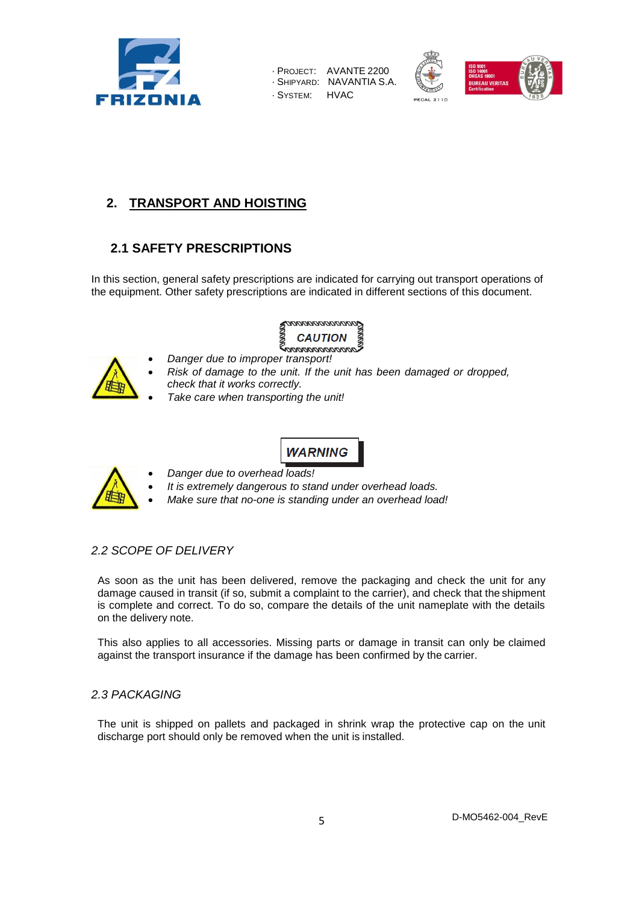## 2. TRANSPORT AND HOISTING

### 2.1 SAFETY PRESCRIPTIONS

In this section, general safety prescriptions are indicated for carrying out transport operations of the equipment. Other safety prescriptions are indicated in different sections of this document.

**CAUTION**

- *Danger due to improper transport!*
- *Risk of damage to the unit. If the unit has been damaged or dropped, check that it works correctly.*
- *Take care when transporting the unit!*

**WARNING**

- *Danger due to overhead loads!*
- *It is extremely dangerous to stand under overhead loads.*
- *Make sure that no-one is standing under an overhead load!*

### *2.2 SCOPE OF DELIVERY*

As soon as the unit has been delivered, remove the packaging and check the unit for any damage caused in transit (if so, submit a complaint to the carrier), and check that the shipment is complete and correct. To do so, compare the details of the unit nameplate with the details on the delivery note.

This also applies to all accessories. Missing parts or damage in transit can only be claimed against the transport insurance if the damage has been confirmed by the carrier.

### *2.3 PACKAGING*

The unit is shipped on pallets and packaged in shrink wrap the protective cap on the unit discharge port should only be removed when the unit is installed.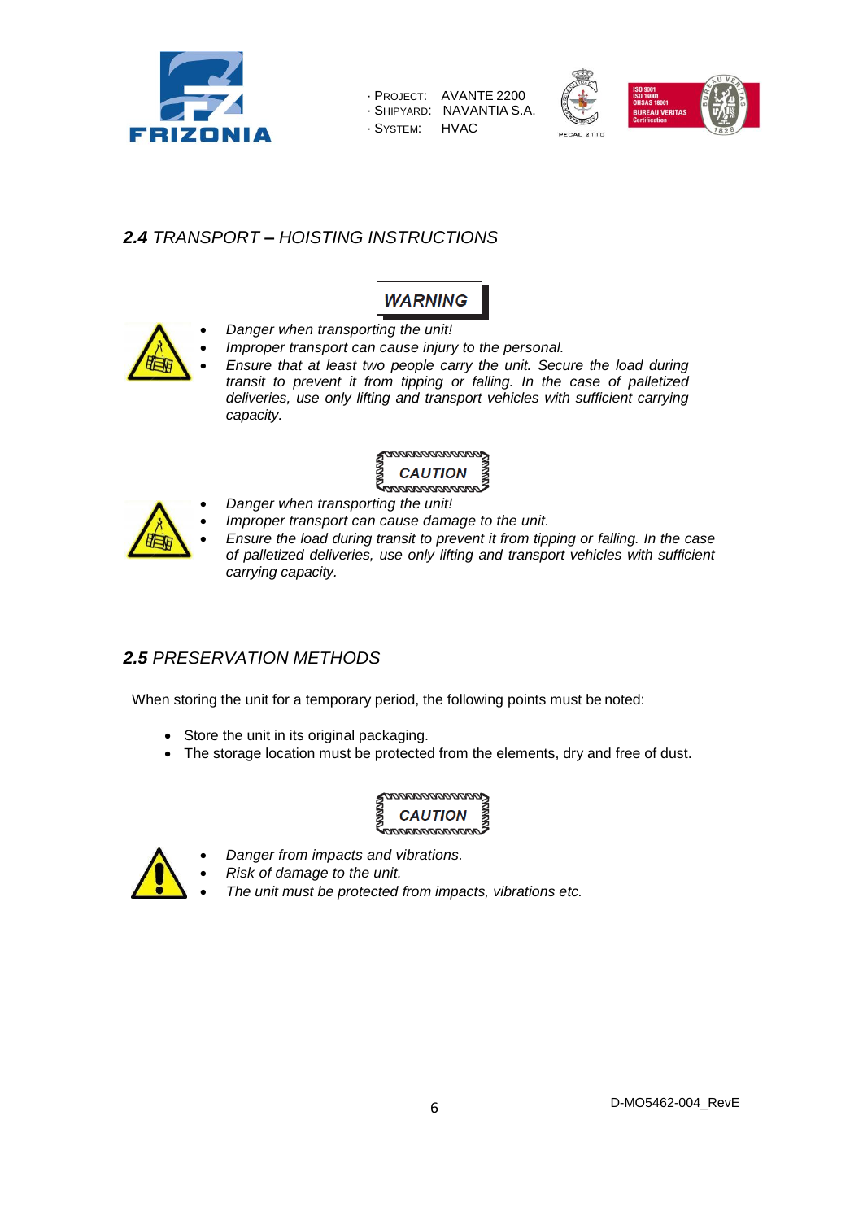## *2.4 TRANSPORT – HOISTING INSTRUCTIONS*

**WARNING**

- *Danger when transporting the unit!*
- *Improper transport can cause injury to the personal.*
- *Ensure that at least two people carry the unit. Secure the load during transit to prevent it from tipping or falling. In the case of palletized deliveries, use only lifting and transport vehicles with sufficient carrying capacity.*

**CAUTION**

- *Danger when transporting the unit!*
- *Improper transport can cause damage to the unit.*
- *Ensure the load during transit to prevent it from tipping or falling. In the case of palletized deliveries, use only lifting and transport vehicles with sufficient carrying capacity.*

## *2.5 PRESERVATION METHODS*

When storing the unit for a temporary period, the following points must be noted:

- Store the unit in its original packaging.
- The storage location must be protected from the elements, dry and free of dust.

**CAUTION**

- *Danger from impacts and vibrations.*
- *Risk of damage to the unit.*
- *The unit must be protected from impacts, vibrations etc.*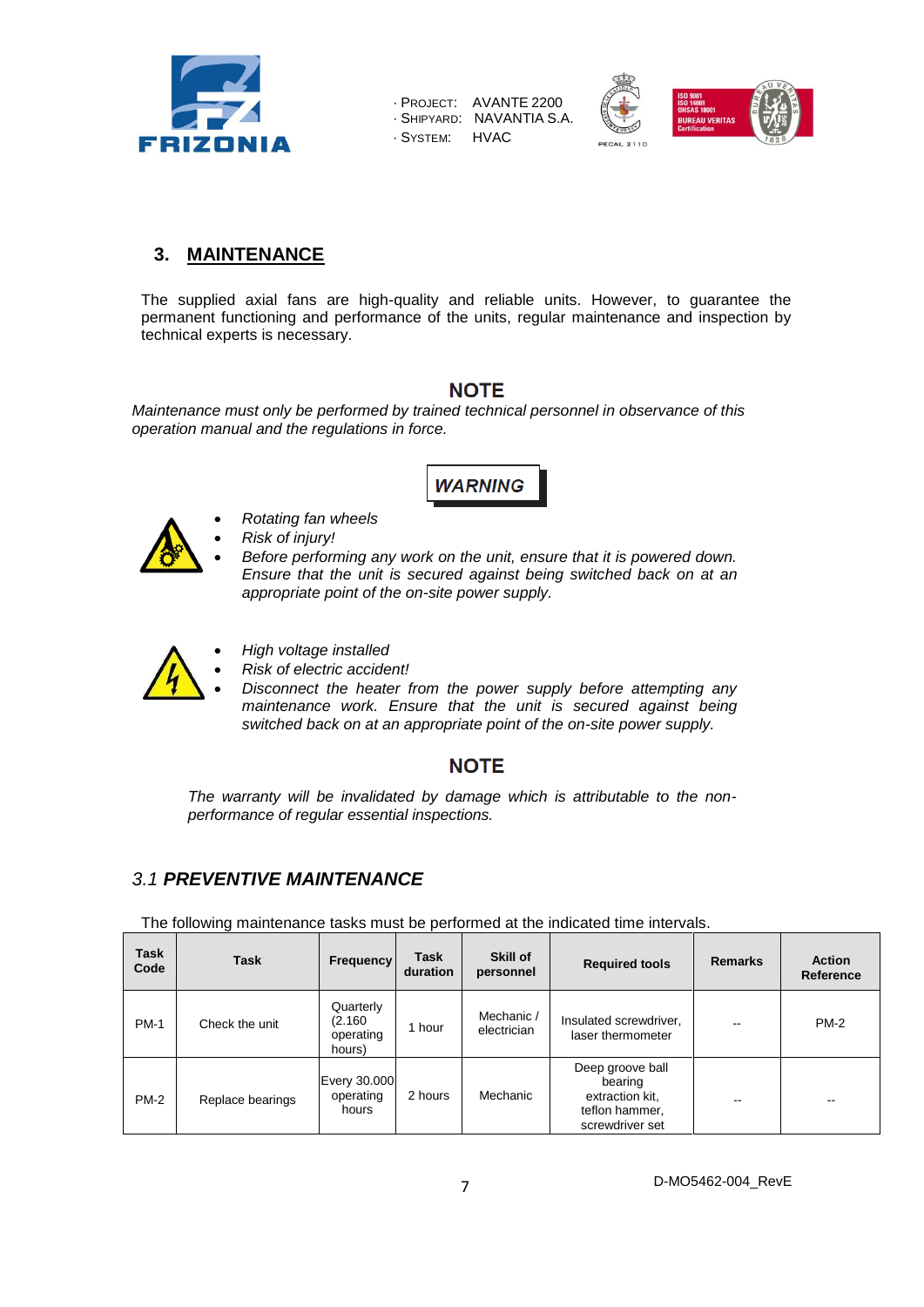## 3. MAINTENANCE

The supplied axial fans are high-quality and reliable units. However, to guarantee the permanent functioning and performance of the units, regular maintenance and inspection by technical experts is necessary.

### NOTE

*Maintenance must only be performed by trained technical personnel in observance of this operation manual and the regulations in force.*

### WARNING

- *Rotating fan wheels*
- *Risk of injury!*
- *Before performing any work on the unit, ensure that it is powered down. Ensure that the unit is secured against being switched back on at an appropriate point of the on-site power supply.*

- *High voltage installed*
- *Risk of electric accident!*
- *Disconnect the heater from the power supply before attempting any maintenance work. Ensure that the unit is secured against being switched back on at an appropriate point of the on-site power supply.*

### NOTE

*The warranty will be invalidated by damage which is attributable to the non-performance of regular essential inspections.*

## *3.1 PREVENTIVE MAINTENANCE*

The following maintenance tasks must be performed at the indicated time intervals.

| Task Code | Task | Frequency | Task duration | Skill of personnel | Required tools | Remarks | Action Reference |
|---|---|---|---|---|---|---|---|
| PM-1 | Check the unit | Quarterly (2.160 operating hours) | 1 hour | Mechanic / electrician | Insulated screwdriver, laser thermometer | -- | PM-2 |
| PM-2 | Replace bearings | Every 30.000 operating hours | 2 hours | Mechanic | Deep groove ball bearing extraction kit, teflon hammer, screwdriver set | -- | -- |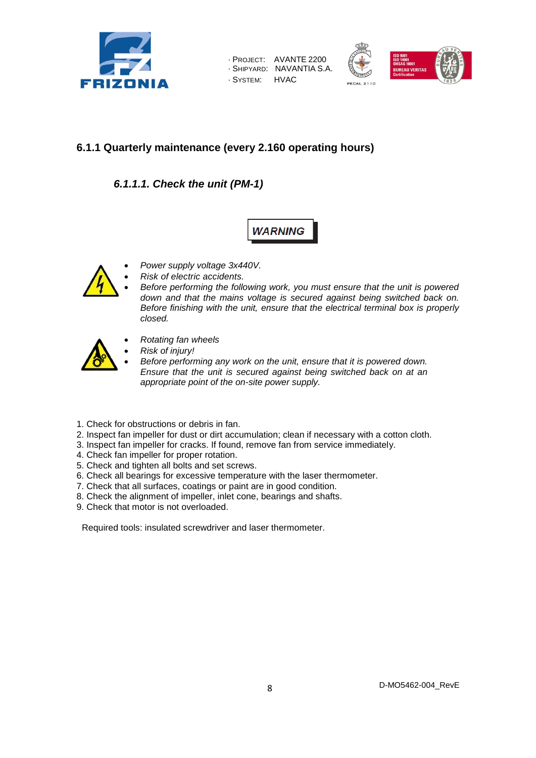## 6.1.1 Quarterly maintenance (every 2.160 operating hours)

### *6.1.1.1. Check the unit (PM-1)*

**WARNING**

- *Power supply voltage 3x440V.*
- *Risk of electric accidents.*
- *Before performing the following work, you must ensure that the unit is powered down and that the mains voltage is secured against being switched back on. Before finishing with the unit, ensure that the electrical terminal box is properly closed.*

- *Rotating fan wheels*
- *Risk of injury!*
- *Before performing any work on the unit, ensure that it is powered down. Ensure that the unit is secured against being switched back on at an appropriate point of the on-site power supply.*

1. Check for obstructions or debris in fan.
2. Inspect fan impeller for dust or dirt accumulation; clean if necessary with a cotton cloth.
3. Inspect fan impeller for cracks. If found, remove fan from service immediately.
4. Check fan impeller for proper rotation.
5. Check and tighten all bolts and set screws.
6. Check all bearings for excessive temperature with the laser thermometer.
7. Check that all surfaces, coatings or paint are in good condition.
8. Check the alignment of impeller, inlet cone, bearings and shafts.
9. Check that motor is not overloaded.

Required tools: insulated screwdriver and laser thermometer.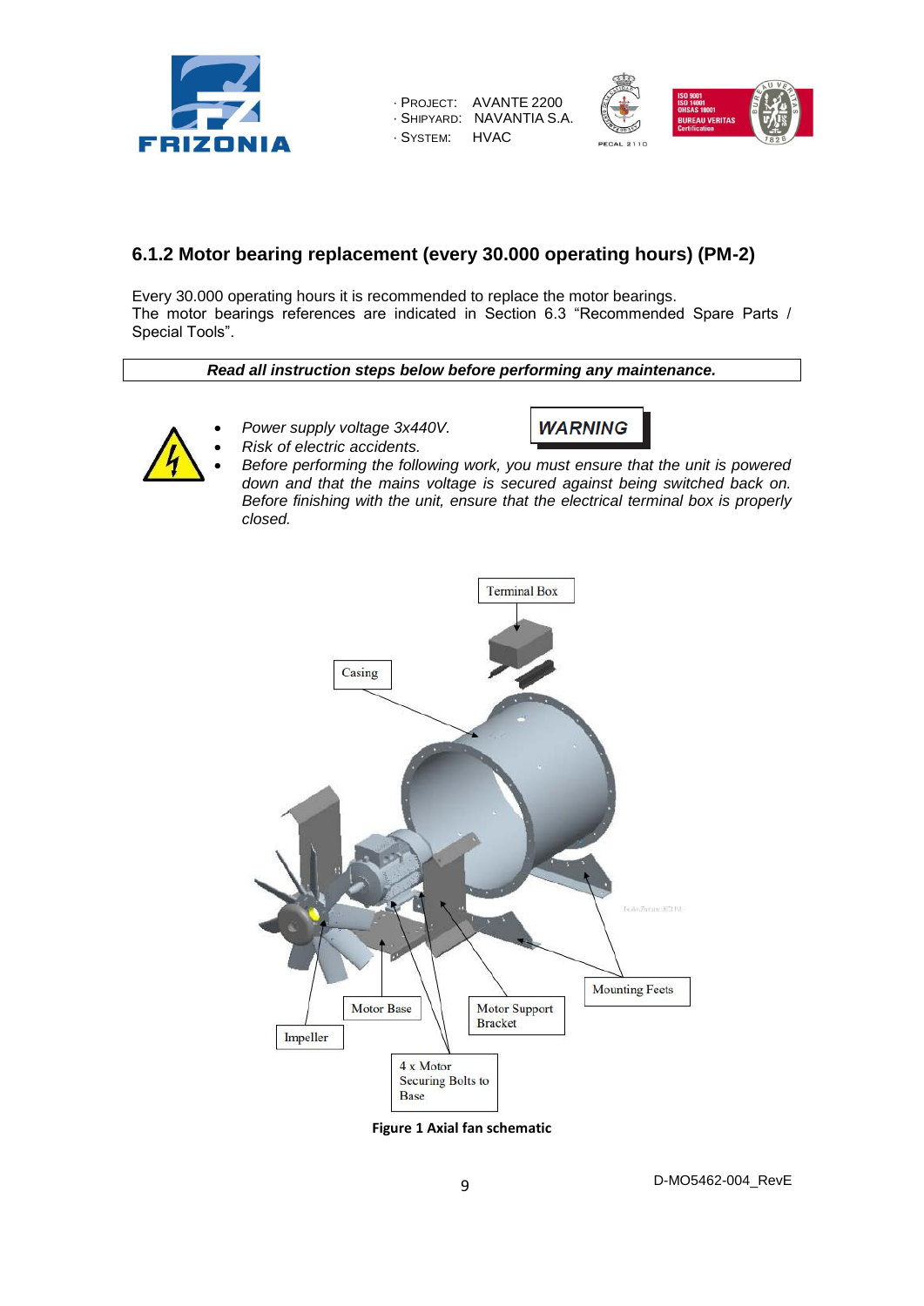### 6.1.2 Motor bearing replacement (every 30.000 operating hours) (PM-2)

Every 30.000 operating hours it is recommended to replace the motor bearings.
The motor bearings references are indicated in Section 6.3 "Recommended Spare Parts / Special Tools".

***Read all instruction steps below before performing any maintenance.***

**WARNING**

- *Power supply voltage 3x440V.*
- *Risk of electric accidents.*
- *Before performing the following work, you must ensure that the unit is powered down and that the mains voltage is secured against being switched back on. Before finishing with the unit, ensure that the electrical terminal box is properly closed.*

Terminal Box

Casing

Mounting Feets

Motor Base

Motor Support Bracket

Impeller

4 x Motor Securing Bolts to Base

**Figure 1 Axial fan schematic**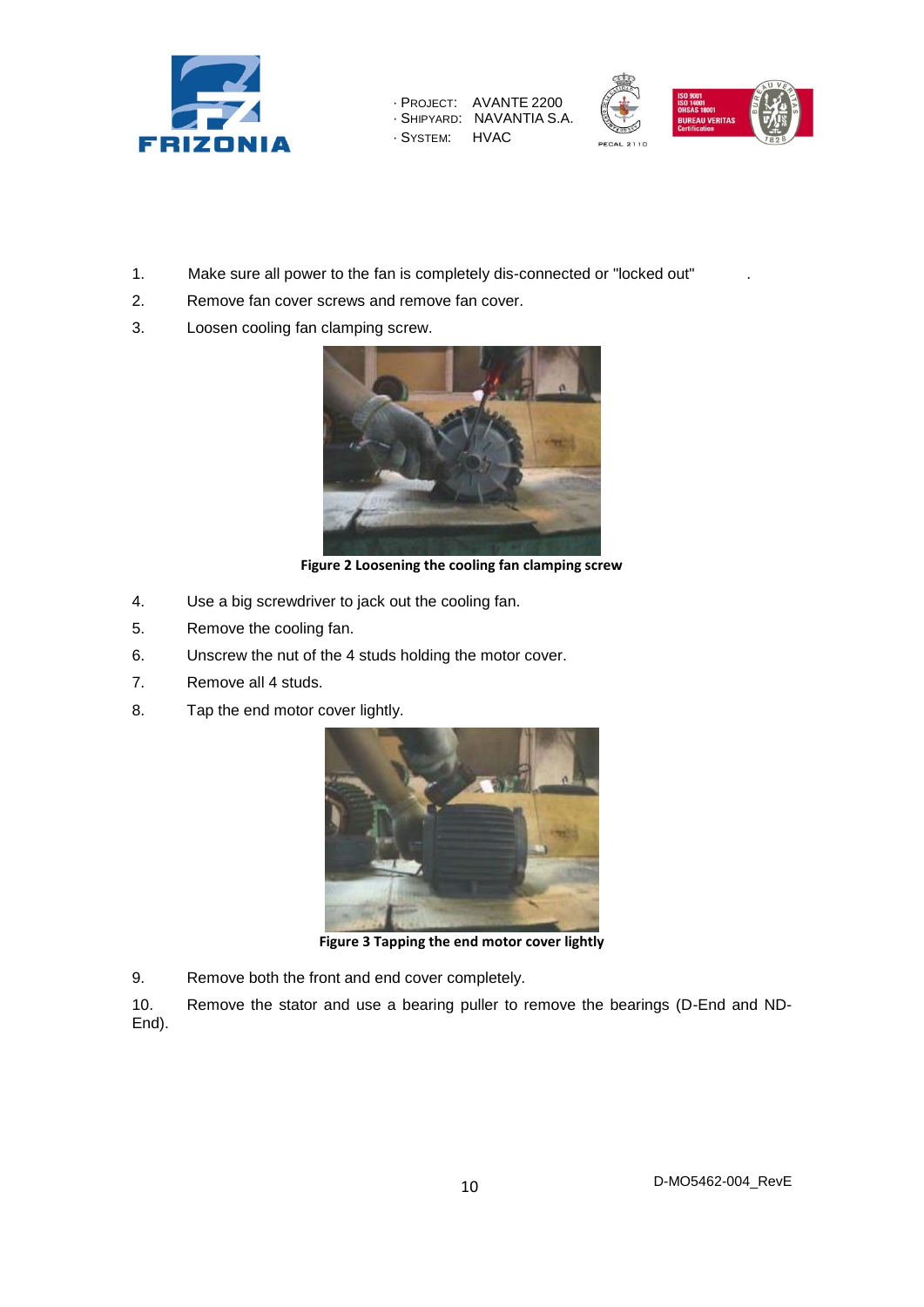1. Make sure all power to the fan is completely dis-connected or "locked out" .
2. Remove fan cover screws and remove fan cover.
3. Loosen cooling fan clamping screw.

**Figure 2 Loosening the cooling fan clamping screw**

4. Use a big screwdriver to jack out the cooling fan.
5. Remove the cooling fan.
6. Unscrew the nut of the 4 studs holding the motor cover.
7. Remove all 4 studs.
8. Tap the end motor cover lightly.

**Figure 3 Tapping the end motor cover lightly**

9. Remove both the front and end cover completely.
10. Remove the stator and use a bearing puller to remove the bearings (D-End and ND-End).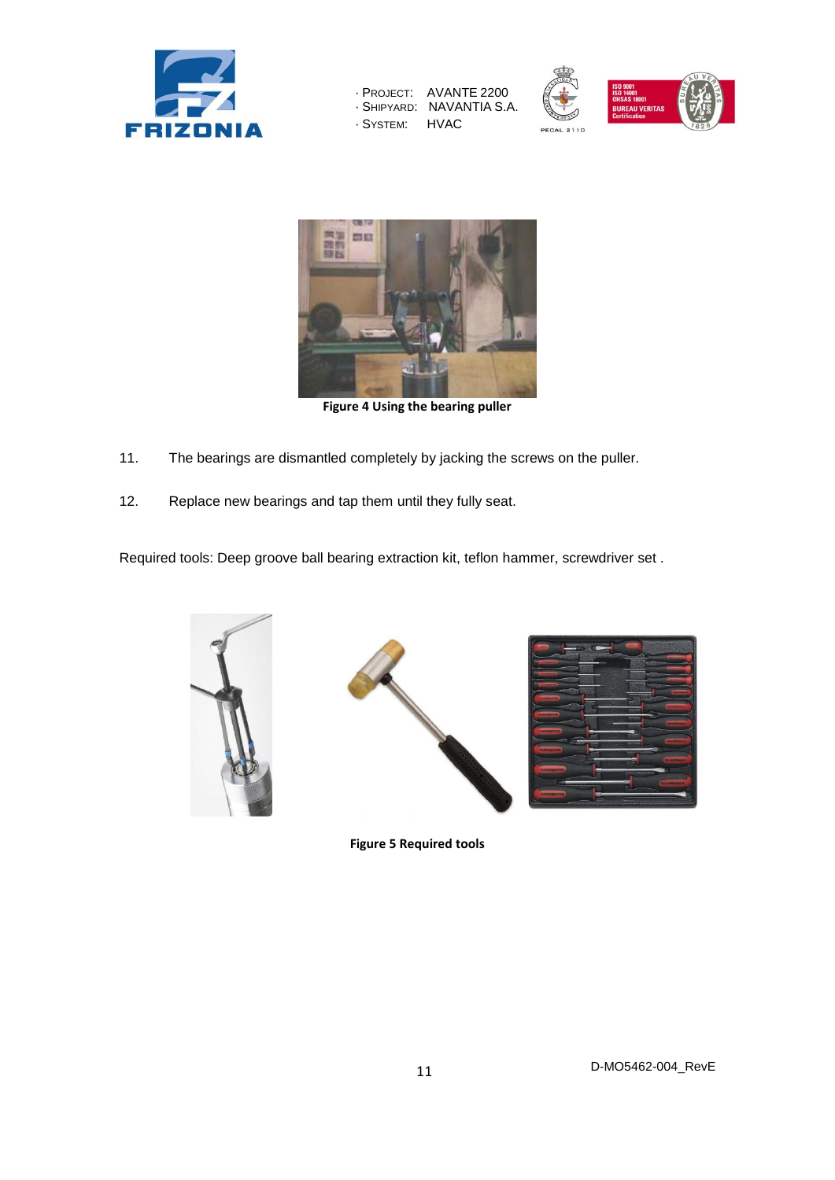Figure 4 Using the bearing puller

11. The bearings are dismantled completely by jacking the screws on the puller.

12. Replace new bearings and tap them until they fully seat.

Required tools: Deep groove ball bearing extraction kit, teflon hammer, screwdriver set .

Figure 5 Required tools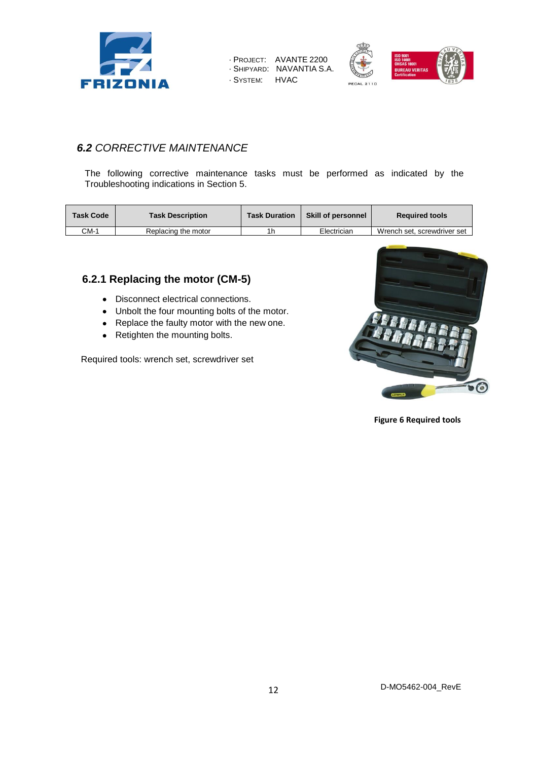## 6.2 CORRECTIVE MAINTENANCE

The following corrective maintenance tasks must be performed as indicated by the Troubleshooting indications in Section 5.

| Task Code | Task Description | Task Duration | Skill of personnel | Required tools |
|---|---|---|---|---|
| CM-1 | Replacing the motor | 1h | Electrician | Wrench set, screwdriver set |

### 6.2.1 Replacing the motor (CM-5)

- Disconnect electrical connections.
- Unbolt the four mounting bolts of the motor.
- Replace the faulty motor with the new one.
- Retighten the mounting bolts.

Required tools: wrench set, screwdriver set

**Figure 6 Required tools**